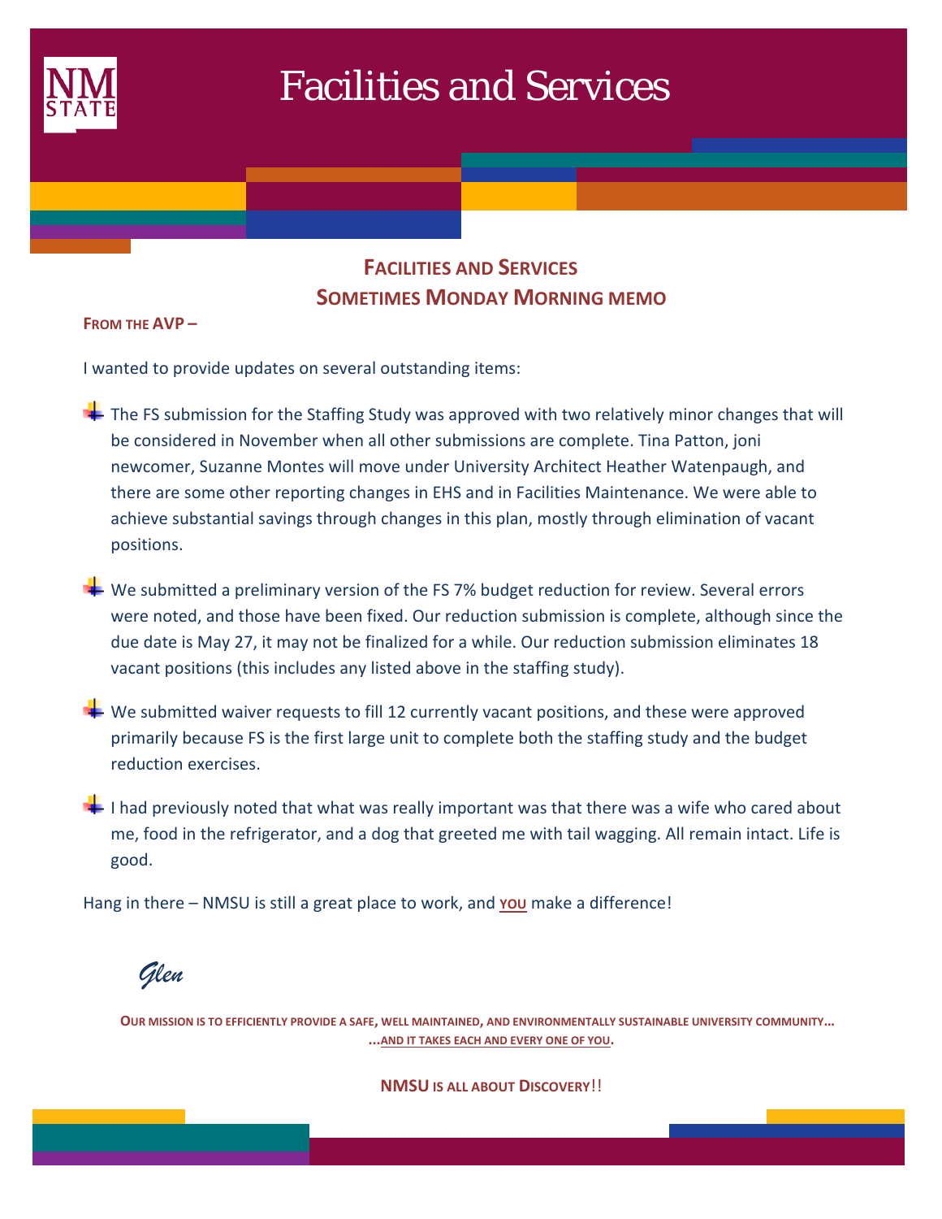# Facilities and Services

## Facilities and Services
## Sometimes Monday Morning memo

**From the AVP –**

I wanted to provide updates on several outstanding items:

- The FS submission for the Staffing Study was approved with two relatively minor changes that will be considered in November when all other submissions are complete. Tina Patton, joni newcomer, Suzanne Montes will move under University Architect Heather Watenpaugh, and there are some other reporting changes in EHS and in Facilities Maintenance. We were able to achieve substantial savings through changes in this plan, mostly through elimination of vacant positions.

- We submitted a preliminary version of the FS 7% budget reduction for review. Several errors were noted, and those have been fixed. Our reduction submission is complete, although since the due date is May 27, it may not be finalized for a while. Our reduction submission eliminates 18 vacant positions (this includes any listed above in the staffing study).

- We submitted waiver requests to fill 12 currently vacant positions, and these were approved primarily because FS is the first large unit to complete both the staffing study and the budget reduction exercises.

- I had previously noted that what was really important was that there was a wife who cared about me, food in the refrigerator, and a dog that greeted me with tail wagging. All remain intact. Life is good.

Hang in there – NMSU is still a great place to work, and **you** make a difference!

*Glen*

**Our mission is to efficiently provide a safe, well maintained, and environmentally sustainable university community… …and it takes each and every one of you.**

**NMSU is all about Discovery!!**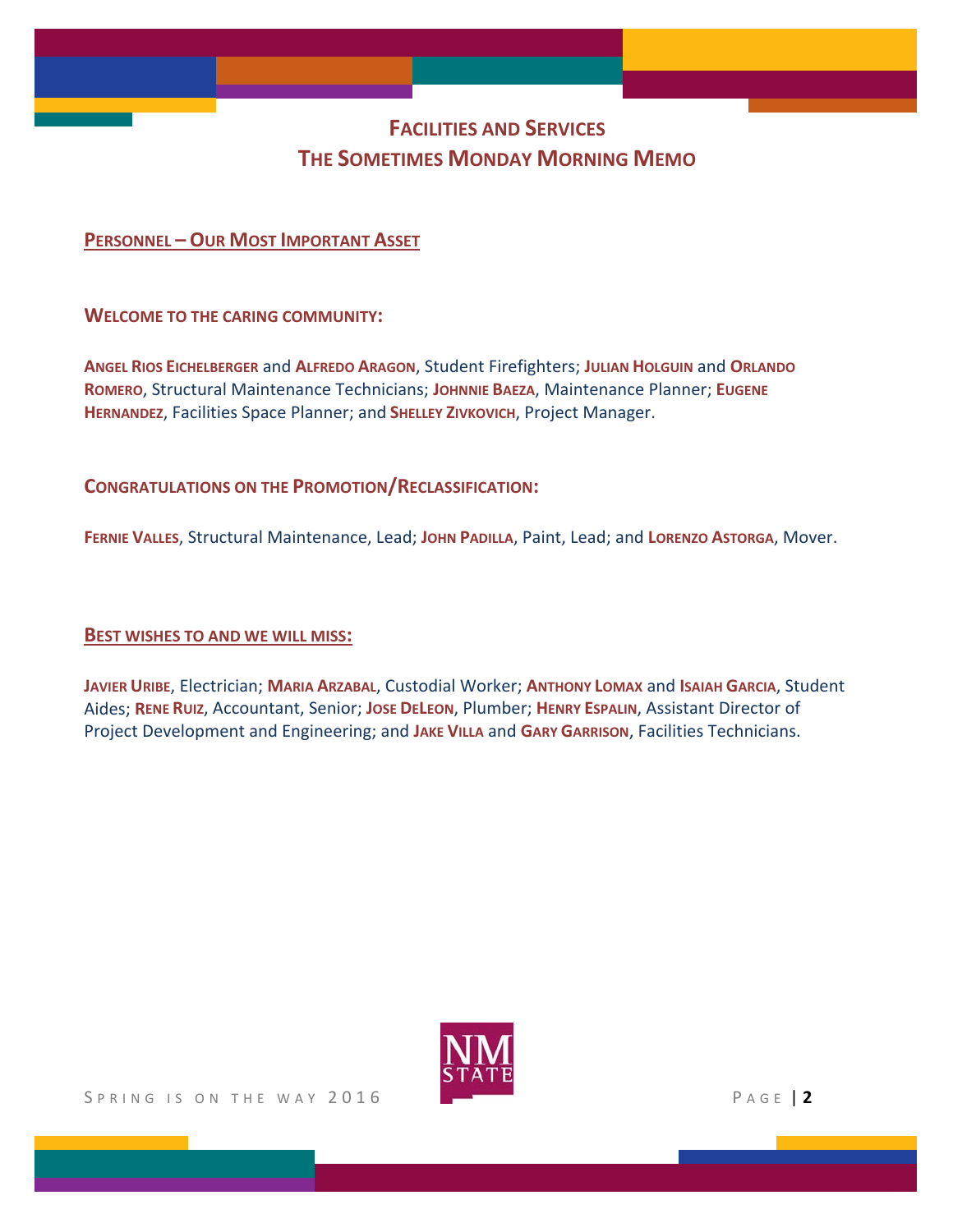# Facilities and Services

## The Sometimes Monday Morning Memo

### Personnel – Our Most Important Asset

#### Welcome to the caring community:

**Angel Rios Eichelberger** and **Alfredo Aragon**, Student Firefighters; **Julian Holguin** and **Orlando Romero**, Structural Maintenance Technicians; **Johnnie Baeza**, Maintenance Planner; **Eugene Hernandez**, Facilities Space Planner; and **Shelley Zivkovich**, Project Manager.

#### Congratulations on the Promotion/Reclassification:

**Fernie Valles**, Structural Maintenance, Lead; **John Padilla**, Paint, Lead; and **Lorenzo Astorga**, Mover.

#### Best wishes to and we will miss:

**Javier Uribe**, Electrician; **Maria Arzabal**, Custodial Worker; **Anthony Lomax** and **Isaiah Garcia**, Student Aides; **Rene Ruiz**, Accountant, Senior; **Jose DeLeon**, Plumber; **Henry Espalin**, Assistant Director of Project Development and Engineering; and **Jake Villa** and **Gary Garrison**, Facilities Technicians.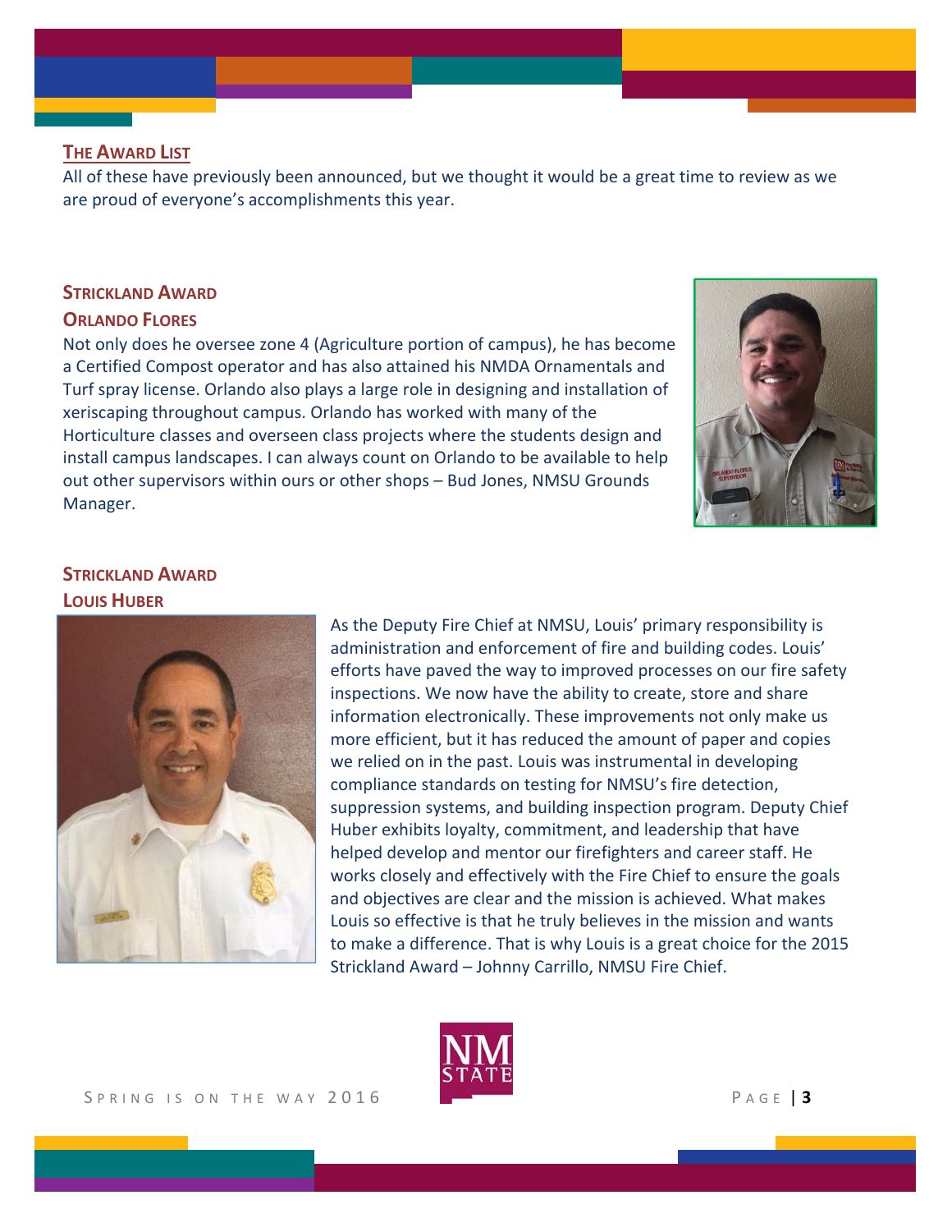## The Award List

All of these have previously been announced, but we thought it would be a great time to review as we are proud of everyone's accomplishments this year.

### Strickland Award

### Orlando Flores

Not only does he oversee zone 4 (Agriculture portion of campus), he has become a Certified Compost operator and has also attained his NMDA Ornamentals and Turf spray license. Orlando also plays a large role in designing and installation of xeriscaping throughout campus. Orlando has worked with many of the Horticulture classes and overseen class projects where the students design and install campus landscapes. I can always count on Orlando to be available to help out other supervisors within ours or other shops – Bud Jones, NMSU Grounds Manager.

### Strickland Award

### Louis Huber

As the Deputy Fire Chief at NMSU, Louis' primary responsibility is administration and enforcement of fire and building codes. Louis' efforts have paved the way to improved processes on our fire safety inspections. We now have the ability to create, store and share information electronically. These improvements not only make us more efficient, but it has reduced the amount of paper and copies we relied on in the past. Louis was instrumental in developing compliance standards on testing for NMSU's fire detection, suppression systems, and building inspection program. Deputy Chief Huber exhibits loyalty, commitment, and leadership that have helped develop and mentor our firefighters and career staff. He works closely and effectively with the Fire Chief to ensure the goals and objectives are clear and the mission is achieved. What makes Louis so effective is that he truly believes in the mission and wants to make a difference. That is why Louis is a great choice for the 2015 Strickland Award – Johnny Carrillo, NMSU Fire Chief.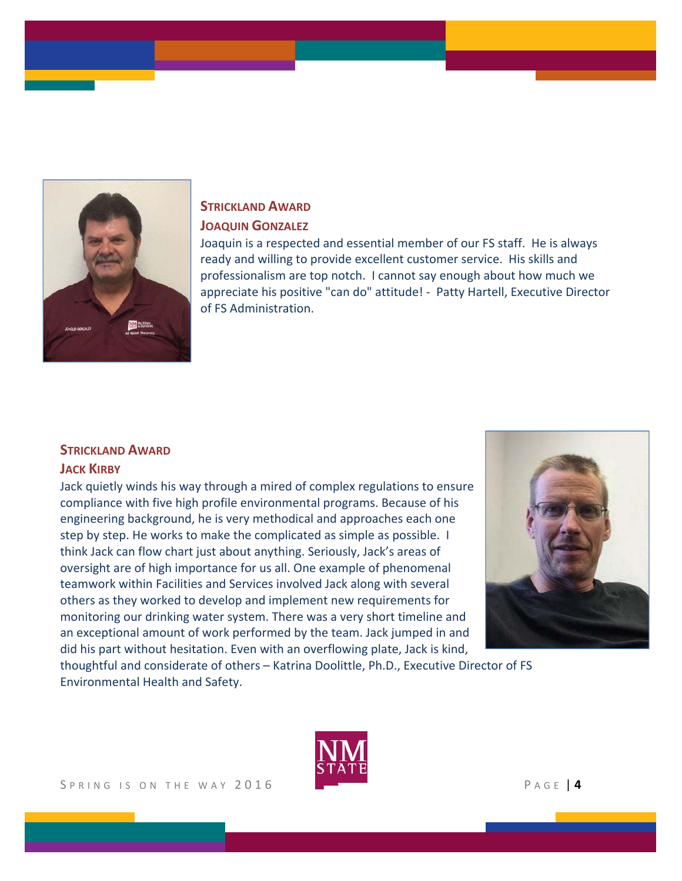### STRICKLAND AWARD
### JOAQUIN GONZALEZ

Joaquin is a respected and essential member of our FS staff. He is always ready and willing to provide excellent customer service. His skills and professionalism are top notch. I cannot say enough about how much we appreciate his positive "can do" attitude! - Patty Hartell, Executive Director of FS Administration.

### STRICKLAND AWARD
### JACK KIRBY

Jack quietly winds his way through a mired of complex regulations to ensure compliance with five high profile environmental programs. Because of his engineering background, he is very methodical and approaches each one step by step. He works to make the complicated as simple as possible. I think Jack can flow chart just about anything. Seriously, Jack's areas of oversight are of high importance for us all. One example of phenomenal teamwork within Facilities and Services involved Jack along with several others as they worked to develop and implement new requirements for monitoring our drinking water system. There was a very short timeline and an exceptional amount of work performed by the team. Jack jumped in and did his part without hesitation. Even with an overflowing plate, Jack is kind, thoughtful and considerate of others – Katrina Doolittle, Ph.D., Executive Director of FS Environmental Health and Safety.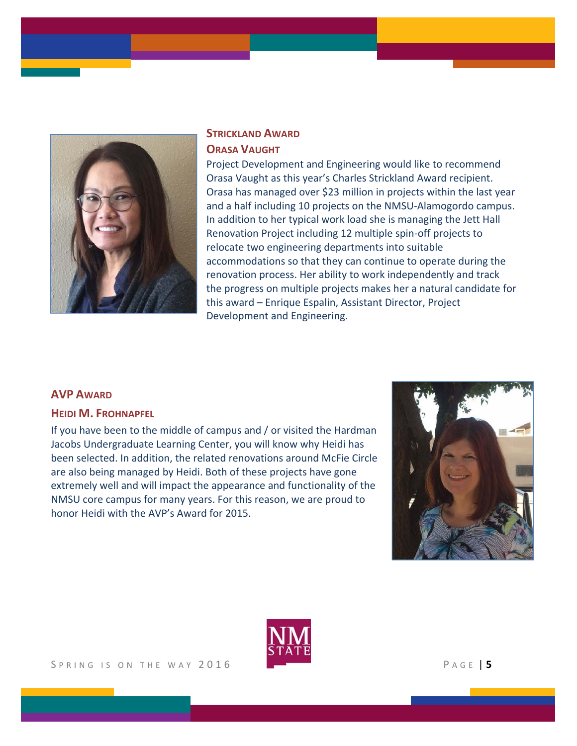### Strickland Award

### Orasa Vaught

Project Development and Engineering would like to recommend Orasa Vaught as this year's Charles Strickland Award recipient. Orasa has managed over $23 million in projects within the last year and a half including 10 projects on the NMSU-Alamogordo campus. In addition to her typical work load she is managing the Jett Hall Renovation Project including 12 multiple spin-off projects to relocate two engineering departments into suitable accommodations so that they can continue to operate during the renovation process. Her ability to work independently and track the progress on multiple projects makes her a natural candidate for this award – Enrique Espalin, Assistant Director, Project Development and Engineering.

### AVP Award

### Heidi M. Frohnapfel

If you have been to the middle of campus and / or visited the Hardman Jacobs Undergraduate Learning Center, you will know why Heidi has been selected. In addition, the related renovations around McFie Circle are also being managed by Heidi. Both of these projects have gone extremely well and will impact the appearance and functionality of the NMSU core campus for many years. For this reason, we are proud to honor Heidi with the AVP's Award for 2015.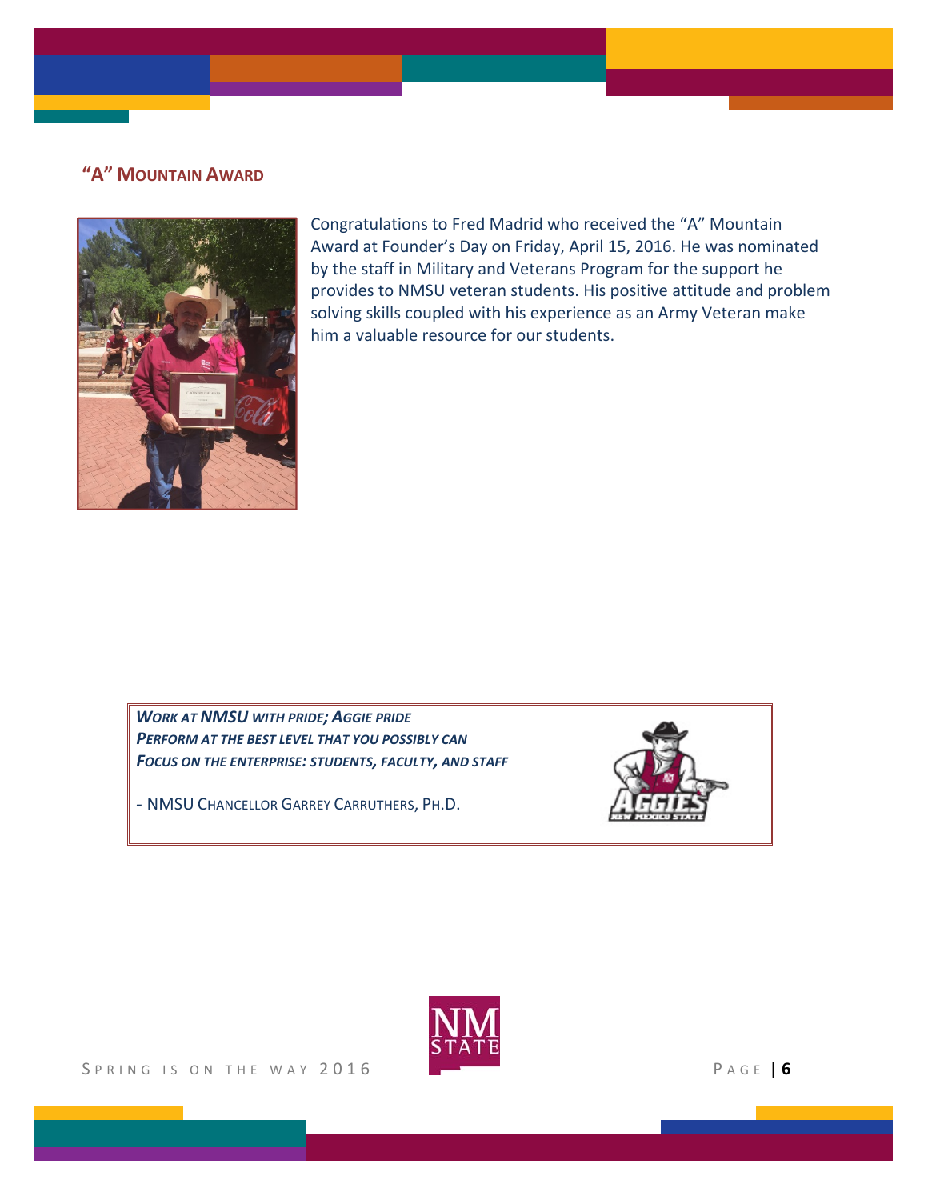## "A" Mountain Award

Congratulations to Fred Madrid who received the "A" Mountain Award at Founder's Day on Friday, April 15, 2016. He was nominated by the staff in Military and Veterans Program for the support he provides to NMSU veteran students. His positive attitude and problem solving skills coupled with his experience as an Army Veteran make him a valuable resource for our students.

***Work at NMSU with pride; Aggie pride***
***Perform at the best level that you possibly can***
***Focus on the enterprise: students, faculty, and staff***

- NMSU Chancellor Garrey Carruthers, Ph.D.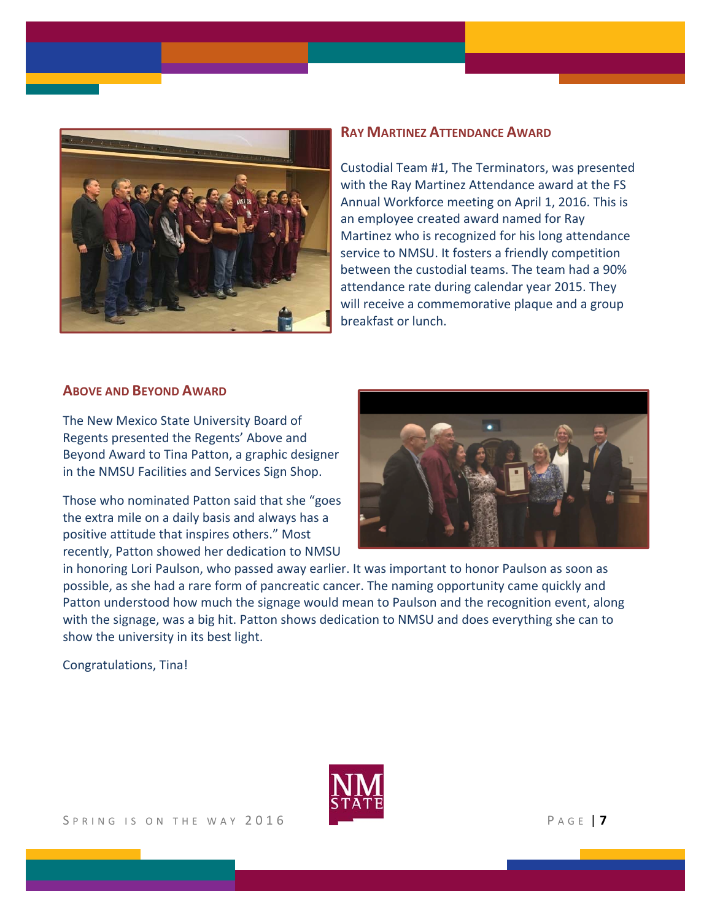## Ray Martinez Attendance Award

Custodial Team #1, The Terminators, was presented with the Ray Martinez Attendance award at the FS Annual Workforce meeting on April 1, 2016. This is an employee created award named for Ray Martinez who is recognized for his long attendance service to NMSU. It fosters a friendly competition between the custodial teams. The team had a 90% attendance rate during calendar year 2015. They will receive a commemorative plaque and a group breakfast or lunch.

## Above and Beyond Award

The New Mexico State University Board of Regents presented the Regents' Above and Beyond Award to Tina Patton, a graphic designer in the NMSU Facilities and Services Sign Shop.

Those who nominated Patton said that she "goes the extra mile on a daily basis and always has a positive attitude that inspires others." Most recently, Patton showed her dedication to NMSU in honoring Lori Paulson, who passed away earlier. It was important to honor Paulson as soon as possible, as she had a rare form of pancreatic cancer. The naming opportunity came quickly and Patton understood how much the signage would mean to Paulson and the recognition event, along with the signage, was a big hit. Patton shows dedication to NMSU and does everything she can to show the university in its best light.

Congratulations, Tina!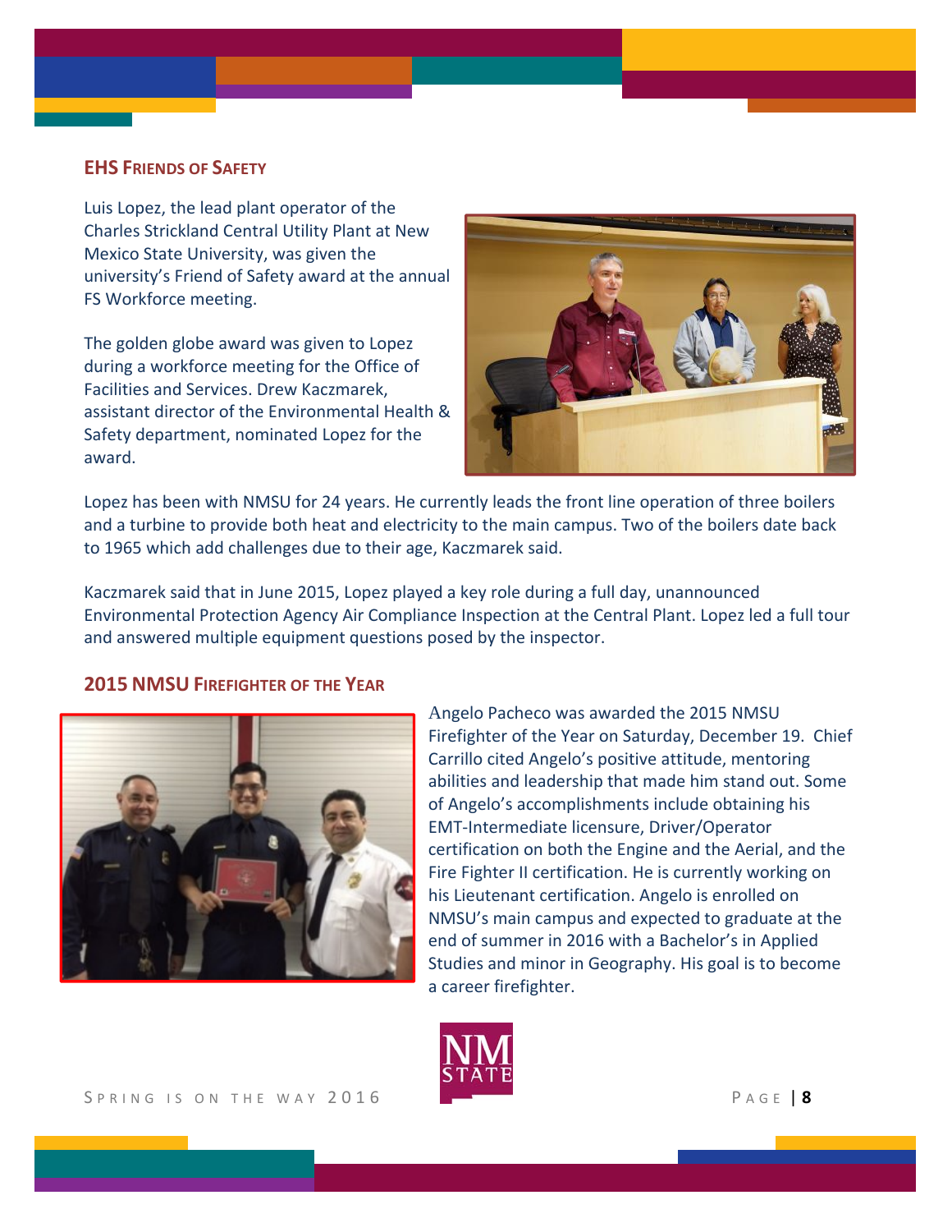## EHS Friends of Safety

Luis Lopez, the lead plant operator of the Charles Strickland Central Utility Plant at New Mexico State University, was given the university's Friend of Safety award at the annual FS Workforce meeting.

The golden globe award was given to Lopez during a workforce meeting for the Office of Facilities and Services. Drew Kaczmarek, assistant director of the Environmental Health & Safety department, nominated Lopez for the award.

Lopez has been with NMSU for 24 years. He currently leads the front line operation of three boilers and a turbine to provide both heat and electricity to the main campus. Two of the boilers date back to 1965 which add challenges due to their age, Kaczmarek said.

Kaczmarek said that in June 2015, Lopez played a key role during a full day, unannounced Environmental Protection Agency Air Compliance Inspection at the Central Plant. Lopez led a full tour and answered multiple equipment questions posed by the inspector.

## 2015 NMSU Firefighter of the Year

Angelo Pacheco was awarded the 2015 NMSU Firefighter of the Year on Saturday, December 19. Chief Carrillo cited Angelo's positive attitude, mentoring abilities and leadership that made him stand out. Some of Angelo's accomplishments include obtaining his EMT-Intermediate licensure, Driver/Operator certification on both the Engine and the Aerial, and the Fire Fighter II certification. He is currently working on his Lieutenant certification. Angelo is enrolled on NMSU's main campus and expected to graduate at the end of summer in 2016 with a Bachelor's in Applied Studies and minor in Geography. His goal is to become a career firefighter.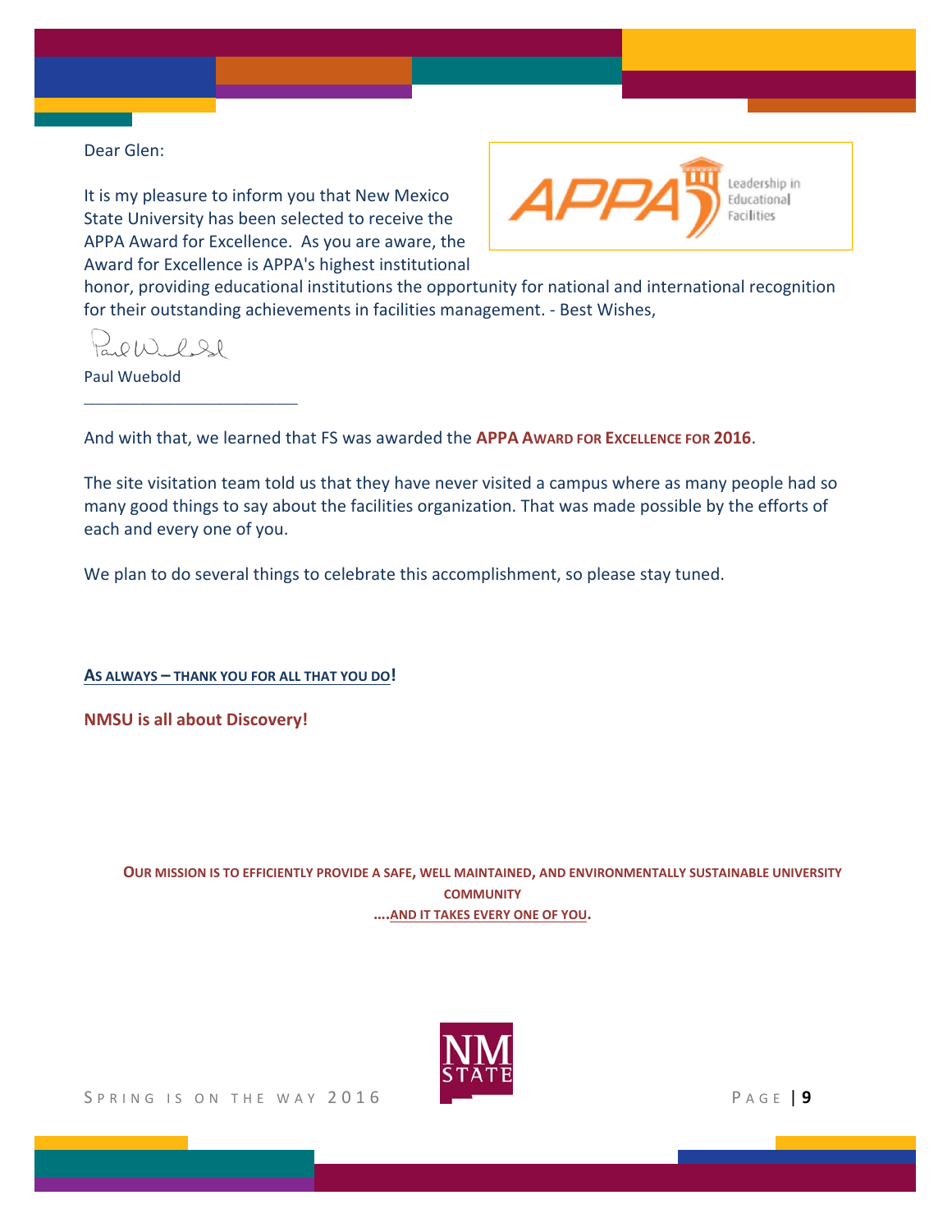Dear Glen:

It is my pleasure to inform you that New Mexico State University has been selected to receive the APPA Award for Excellence. As you are aware, the Award for Excellence is APPA's highest institutional honor, providing educational institutions the opportunity for national and international recognition for their outstanding achievements in facilities management. - Best Wishes,

Paul Wuebold

\_\_\_\_\_\_\_\_\_\_\_\_\_\_\_\_\_\_\_\_\_\_\_\_\_

And with that, we learned that FS was awarded the **APPA AWARD FOR EXCELLENCE FOR 2016**.

The site visitation team told us that they have never visited a campus where as many people had so many good things to say about the facilities organization. That was made possible by the efforts of each and every one of you.

We plan to do several things to celebrate this accomplishment, so please stay tuned.

**AS ALWAYS – THANK YOU FOR ALL THAT YOU DO!**

**NMSU is all about Discovery!**

**OUR MISSION IS TO EFFICIENTLY PROVIDE A SAFE, WELL MAINTAINED, AND ENVIRONMENTALLY SUSTAINABLE UNIVERSITY COMMUNITY**
**….AND IT TAKES EVERY ONE OF YOU.**